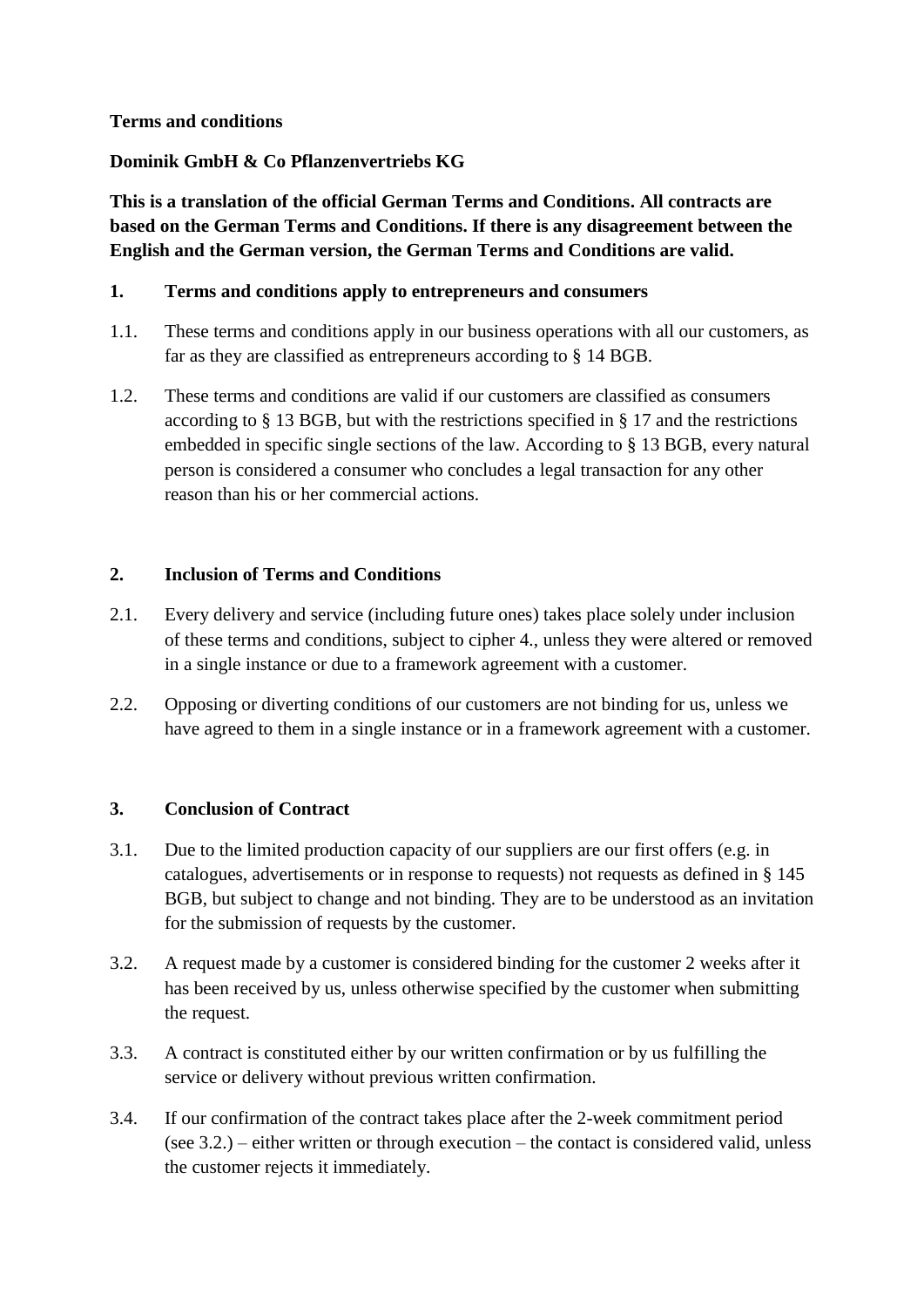**Terms and conditions**

**Dominik GmbH & Co Pflanzenvertriebs KG**

**This is a translation of the official German Terms and Conditions. All contracts are based on the German Terms and Conditions. If there is any disagreement between the English and the German version, the German Terms and Conditions are valid.**

## 1. Terms and conditions apply to entrepreneurs and consumers

1.1. These terms and conditions apply in our business operations with all our customers, as far as they are classified as entrepreneurs according to § 14 BGB.

1.2. These terms and conditions are valid if our customers are classified as consumers according to § 13 BGB, but with the restrictions specified in § 17 and the restrictions embedded in specific single sections of the law. According to § 13 BGB, every natural person is considered a consumer who concludes a legal transaction for any other reason than his or her commercial actions.

## 2. Inclusion of Terms and Conditions

2.1. Every delivery and service (including future ones) takes place solely under inclusion of these terms and conditions, subject to cipher 4., unless they were altered or removed in a single instance or due to a framework agreement with a customer.

2.2. Opposing or diverting conditions of our customers are not binding for us, unless we have agreed to them in a single instance or in a framework agreement with a customer.

## 3. Conclusion of Contract

3.1. Due to the limited production capacity of our suppliers are our first offers (e.g. in catalogues, advertisements or in response to requests) not requests as defined in § 145 BGB, but subject to change and not binding. They are to be understood as an invitation for the submission of requests by the customer.

3.2. A request made by a customer is considered binding for the customer 2 weeks after it has been received by us, unless otherwise specified by the customer when submitting the request.

3.3. A contract is constituted either by our written confirmation or by us fulfilling the service or delivery without previous written confirmation.

3.4. If our confirmation of the contract takes place after the 2-week commitment period (see 3.2.) – either written or through execution – the contact is considered valid, unless the customer rejects it immediately.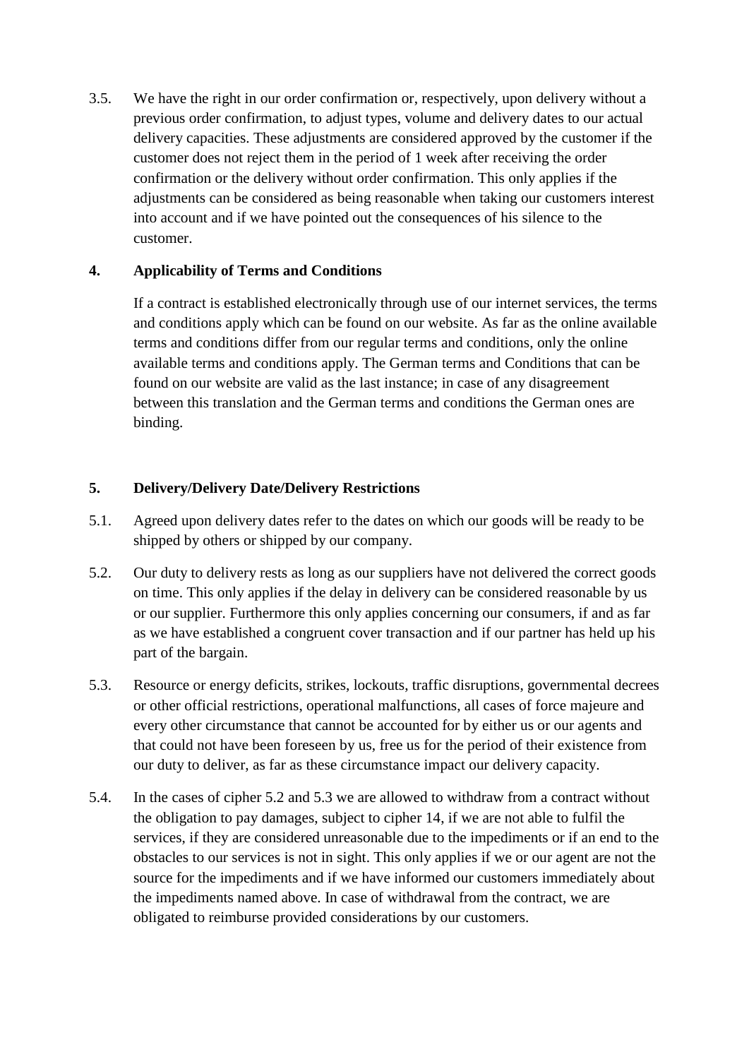3.5. We have the right in our order confirmation or, respectively, upon delivery without a previous order confirmation, to adjust types, volume and delivery dates to our actual delivery capacities. These adjustments are considered approved by the customer if the customer does not reject them in the period of 1 week after receiving the order confirmation or the delivery without order confirmation. This only applies if the adjustments can be considered as being reasonable when taking our customers interest into account and if we have pointed out the consequences of his silence to the customer.

## 4. Applicability of Terms and Conditions

If a contract is established electronically through use of our internet services, the terms and conditions apply which can be found on our website. As far as the online available terms and conditions differ from our regular terms and conditions, only the online available terms and conditions apply. The German terms and Conditions that can be found on our website are valid as the last instance; in case of any disagreement between this translation and the German terms and conditions the German ones are binding.

## 5. Delivery/Delivery Date/Delivery Restrictions

5.1. Agreed upon delivery dates refer to the dates on which our goods will be ready to be shipped by others or shipped by our company.

5.2. Our duty to delivery rests as long as our suppliers have not delivered the correct goods on time. This only applies if the delay in delivery can be considered reasonable by us or our supplier. Furthermore this only applies concerning our consumers, if and as far as we have established a congruent cover transaction and if our partner has held up his part of the bargain.

5.3. Resource or energy deficits, strikes, lockouts, traffic disruptions, governmental decrees or other official restrictions, operational malfunctions, all cases of force majeure and every other circumstance that cannot be accounted for by either us or our agents and that could not have been foreseen by us, free us for the period of their existence from our duty to deliver, as far as these circumstance impact our delivery capacity.

5.4. In the cases of cipher 5.2 and 5.3 we are allowed to withdraw from a contract without the obligation to pay damages, subject to cipher 14, if we are not able to fulfil the services, if they are considered unreasonable due to the impediments or if an end to the obstacles to our services is not in sight. This only applies if we or our agent are not the source for the impediments and if we have informed our customers immediately about the impediments named above. In case of withdrawal from the contract, we are obligated to reimburse provided considerations by our customers.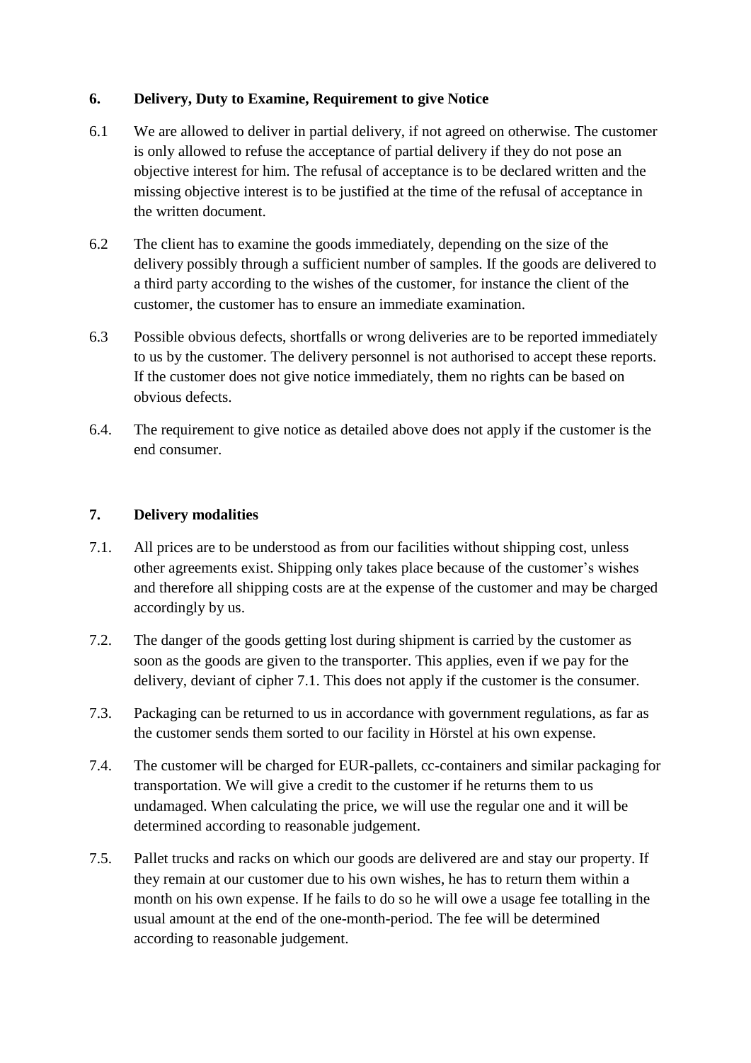## 6. Delivery, Duty to Examine, Requirement to give Notice

6.1 We are allowed to deliver in partial delivery, if not agreed on otherwise. The customer is only allowed to refuse the acceptance of partial delivery if they do not pose an objective interest for him. The refusal of acceptance is to be declared written and the missing objective interest is to be justified at the time of the refusal of acceptance in the written document.

6.2 The client has to examine the goods immediately, depending on the size of the delivery possibly through a sufficient number of samples. If the goods are delivered to a third party according to the wishes of the customer, for instance the client of the customer, the customer has to ensure an immediate examination.

6.3 Possible obvious defects, shortfalls or wrong deliveries are to be reported immediately to us by the customer. The delivery personnel is not authorised to accept these reports. If the customer does not give notice immediately, them no rights can be based on obvious defects.

6.4. The requirement to give notice as detailed above does not apply if the customer is the end consumer.

## 7. Delivery modalities

7.1. All prices are to be understood as from our facilities without shipping cost, unless other agreements exist. Shipping only takes place because of the customer's wishes and therefore all shipping costs are at the expense of the customer and may be charged accordingly by us.

7.2. The danger of the goods getting lost during shipment is carried by the customer as soon as the goods are given to the transporter. This applies, even if we pay for the delivery, deviant of cipher 7.1. This does not apply if the customer is the consumer.

7.3. Packaging can be returned to us in accordance with government regulations, as far as the customer sends them sorted to our facility in Hörstel at his own expense.

7.4. The customer will be charged for EUR-pallets, cc-containers and similar packaging for transportation. We will give a credit to the customer if he returns them to us undamaged. When calculating the price, we will use the regular one and it will be determined according to reasonable judgement.

7.5. Pallet trucks and racks on which our goods are delivered are and stay our property. If they remain at our customer due to his own wishes, he has to return them within a month on his own expense. If he fails to do so he will owe a usage fee totalling in the usual amount at the end of the one-month-period. The fee will be determined according to reasonable judgement.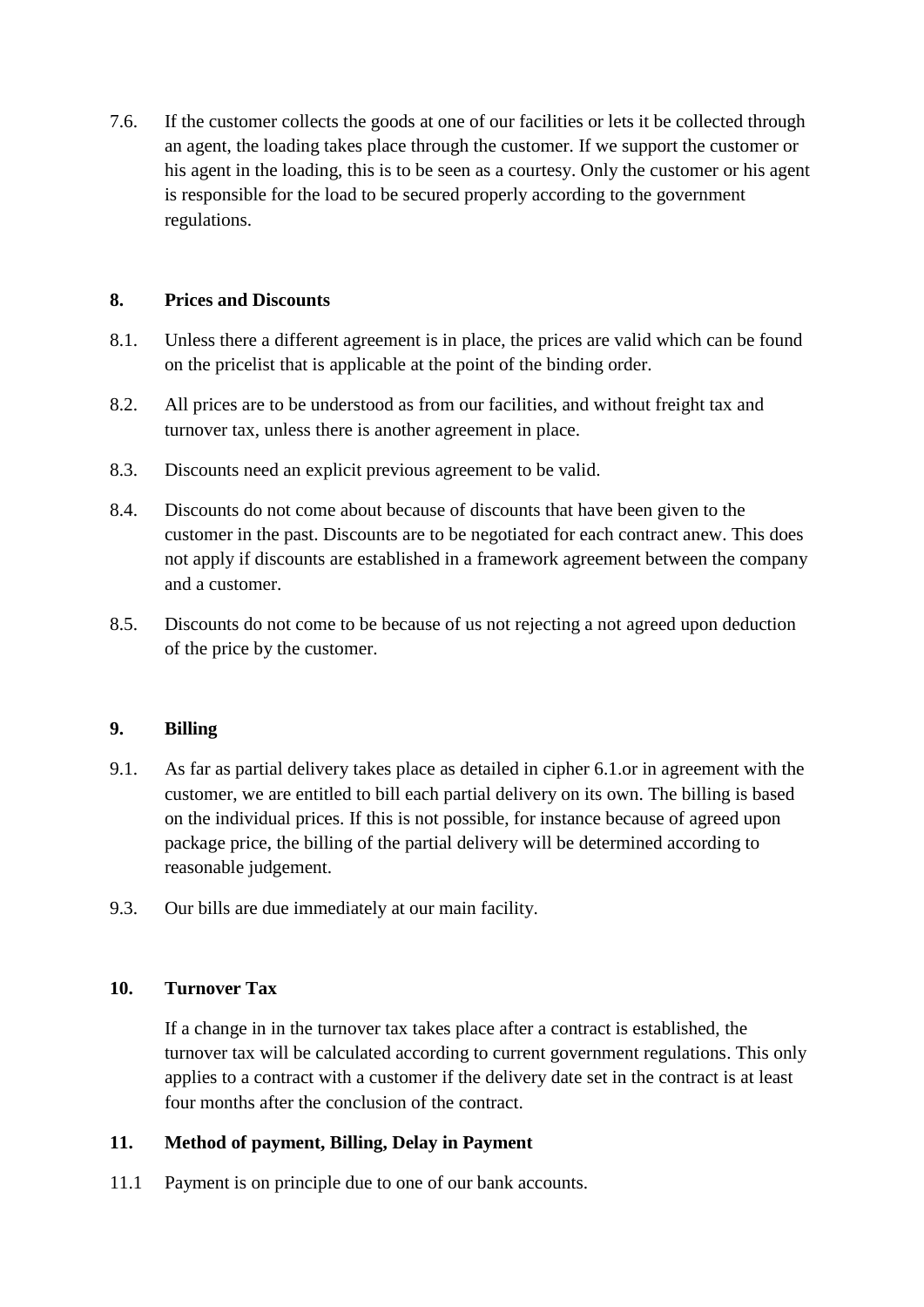7.6. If the customer collects the goods at one of our facilities or lets it be collected through an agent, the loading takes place through the customer. If we support the customer or his agent in the loading, this is to be seen as a courtesy. Only the customer or his agent is responsible for the load to be secured properly according to the government regulations.

## 8. Prices and Discounts

8.1. Unless there a different agreement is in place, the prices are valid which can be found on the pricelist that is applicable at the point of the binding order.

8.2. All prices are to be understood as from our facilities, and without freight tax and turnover tax, unless there is another agreement in place.

8.3. Discounts need an explicit previous agreement to be valid.

8.4. Discounts do not come about because of discounts that have been given to the customer in the past. Discounts are to be negotiated for each contract anew. This does not apply if discounts are established in a framework agreement between the company and a customer.

8.5. Discounts do not come to be because of us not rejecting a not agreed upon deduction of the price by the customer.

## 9. Billing

9.1. As far as partial delivery takes place as detailed in cipher 6.1.or in agreement with the customer, we are entitled to bill each partial delivery on its own. The billing is based on the individual prices. If this is not possible, for instance because of agreed upon package price, the billing of the partial delivery will be determined according to reasonable judgement.

9.3. Our bills are due immediately at our main facility.

## 10. Turnover Tax

If a change in in the turnover tax takes place after a contract is established, the turnover tax will be calculated according to current government regulations. This only applies to a contract with a customer if the delivery date set in the contract is at least four months after the conclusion of the contract.

## 11. Method of payment, Billing, Delay in Payment

11.1 Payment is on principle due to one of our bank accounts.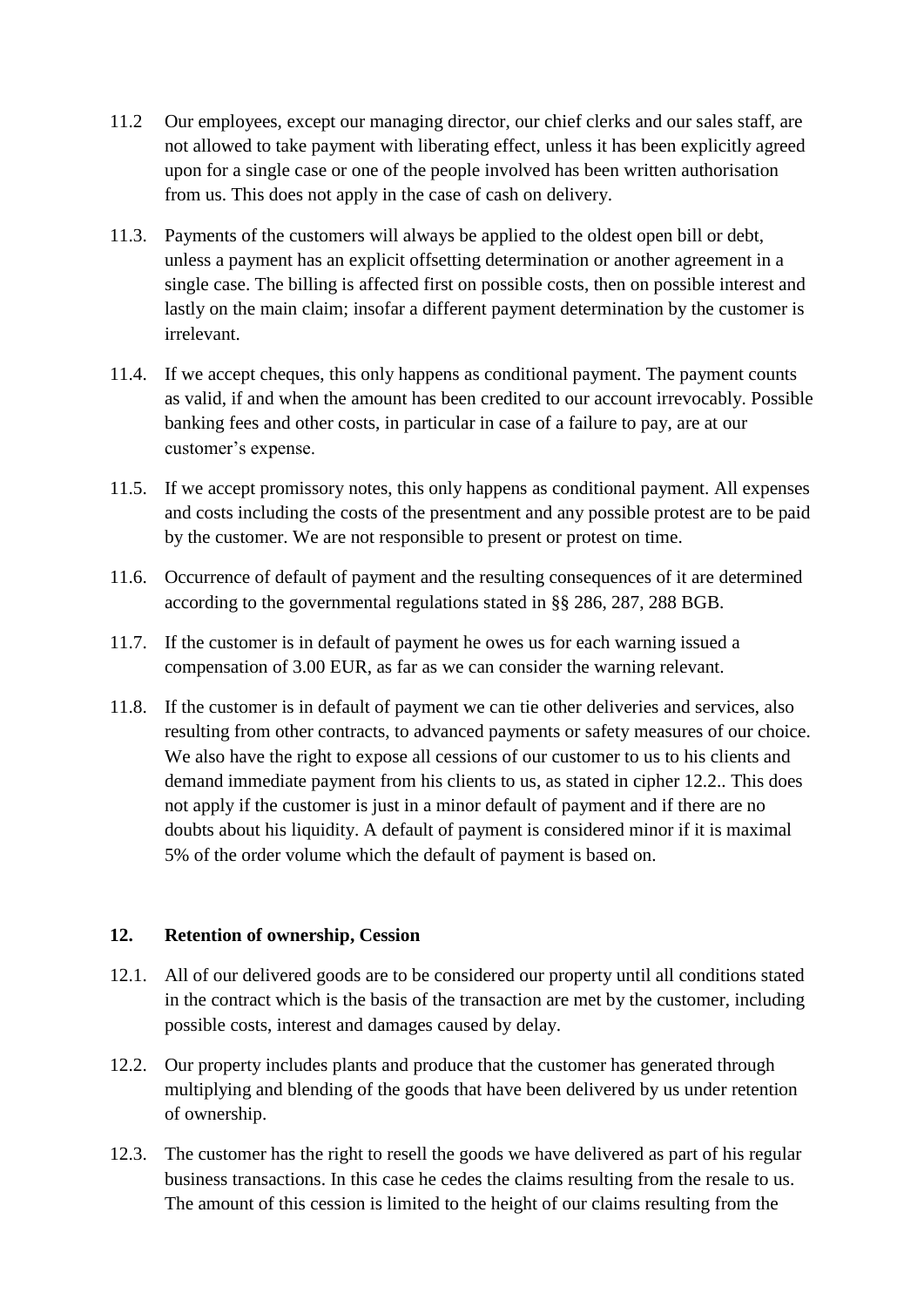11.2 Our employees, except our managing director, our chief clerks and our sales staff, are not allowed to take payment with liberating effect, unless it has been explicitly agreed upon for a single case or one of the people involved has been written authorisation from us. This does not apply in the case of cash on delivery.

11.3. Payments of the customers will always be applied to the oldest open bill or debt, unless a payment has an explicit offsetting determination or another agreement in a single case. The billing is affected first on possible costs, then on possible interest and lastly on the main claim; insofar a different payment determination by the customer is irrelevant.

11.4. If we accept cheques, this only happens as conditional payment. The payment counts as valid, if and when the amount has been credited to our account irrevocably. Possible banking fees and other costs, in particular in case of a failure to pay, are at our customer's expense.

11.5. If we accept promissory notes, this only happens as conditional payment. All expenses and costs including the costs of the presentment and any possible protest are to be paid by the customer. We are not responsible to present or protest on time.

11.6. Occurrence of default of payment and the resulting consequences of it are determined according to the governmental regulations stated in §§ 286, 287, 288 BGB.

11.7. If the customer is in default of payment he owes us for each warning issued a compensation of 3.00 EUR, as far as we can consider the warning relevant.

11.8. If the customer is in default of payment we can tie other deliveries and services, also resulting from other contracts, to advanced payments or safety measures of our choice. We also have the right to expose all cessions of our customer to us to his clients and demand immediate payment from his clients to us, as stated in cipher 12.2.. This does not apply if the customer is just in a minor default of payment and if there are no doubts about his liquidity. A default of payment is considered minor if it is maximal 5% of the order volume which the default of payment is based on.

## 12. Retention of ownership, Cession

12.1. All of our delivered goods are to be considered our property until all conditions stated in the contract which is the basis of the transaction are met by the customer, including possible costs, interest and damages caused by delay.

12.2. Our property includes plants and produce that the customer has generated through multiplying and blending of the goods that have been delivered by us under retention of ownership.

12.3. The customer has the right to resell the goods we have delivered as part of his regular business transactions. In this case he cedes the claims resulting from the resale to us. The amount of this cession is limited to the height of our claims resulting from the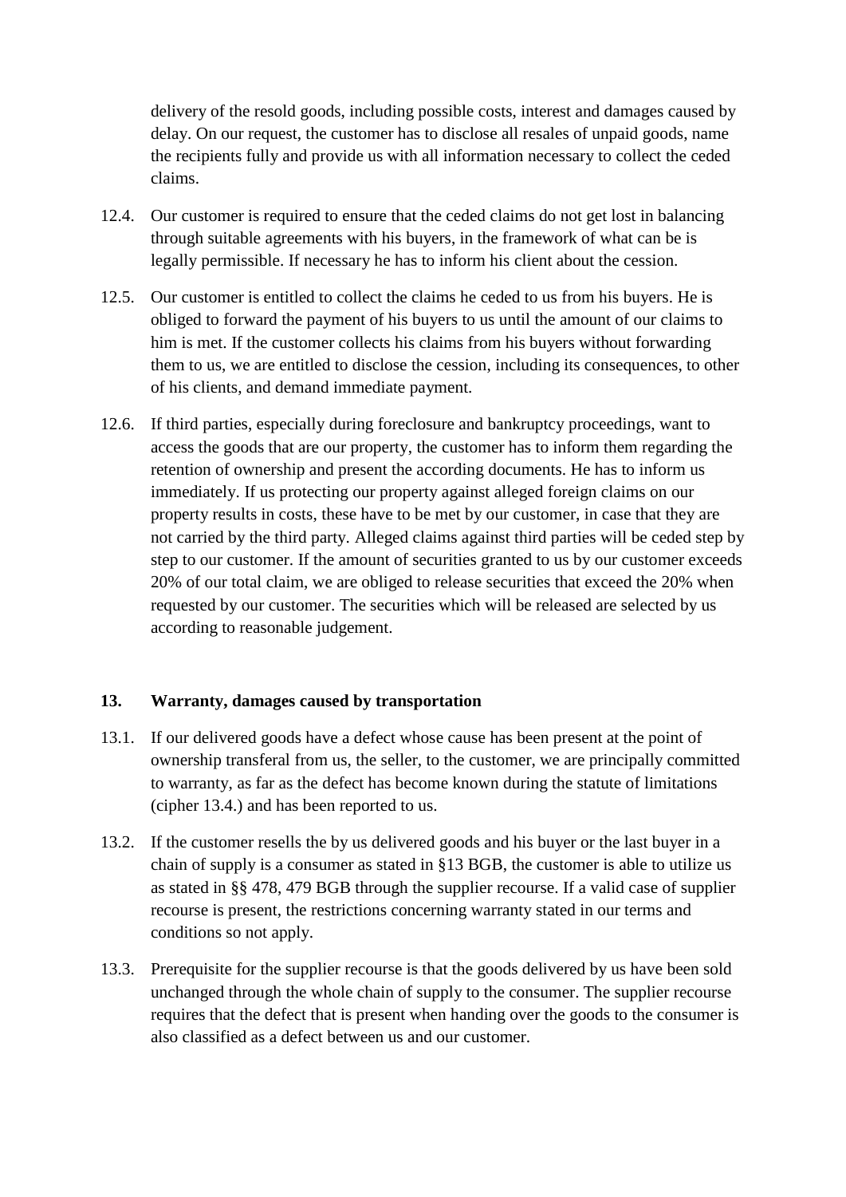delivery of the resold goods, including possible costs, interest and damages caused by delay. On our request, the customer has to disclose all resales of unpaid goods, name the recipients fully and provide us with all information necessary to collect the ceded claims.

12.4. Our customer is required to ensure that the ceded claims do not get lost in balancing through suitable agreements with his buyers, in the framework of what can be is legally permissible. If necessary he has to inform his client about the cession.

12.5. Our customer is entitled to collect the claims he ceded to us from his buyers. He is obliged to forward the payment of his buyers to us until the amount of our claims to him is met. If the customer collects his claims from his buyers without forwarding them to us, we are entitled to disclose the cession, including its consequences, to other of his clients, and demand immediate payment.

12.6. If third parties, especially during foreclosure and bankruptcy proceedings, want to access the goods that are our property, the customer has to inform them regarding the retention of ownership and present the according documents. He has to inform us immediately. If us protecting our property against alleged foreign claims on our property results in costs, these have to be met by our customer, in case that they are not carried by the third party. Alleged claims against third parties will be ceded step by step to our customer. If the amount of securities granted to us by our customer exceeds 20% of our total claim, we are obliged to release securities that exceed the 20% when requested by our customer. The securities which will be released are selected by us according to reasonable judgement.

## 13. Warranty, damages caused by transportation

13.1. If our delivered goods have a defect whose cause has been present at the point of ownership transferal from us, the seller, to the customer, we are principally committed to warranty, as far as the defect has become known during the statute of limitations (cipher 13.4.) and has been reported to us.

13.2. If the customer resells the by us delivered goods and his buyer or the last buyer in a chain of supply is a consumer as stated in §13 BGB, the customer is able to utilize us as stated in §§ 478, 479 BGB through the supplier recourse. If a valid case of supplier recourse is present, the restrictions concerning warranty stated in our terms and conditions so not apply.

13.3. Prerequisite for the supplier recourse is that the goods delivered by us have been sold unchanged through the whole chain of supply to the consumer. The supplier recourse requires that the defect that is present when handing over the goods to the consumer is also classified as a defect between us and our customer.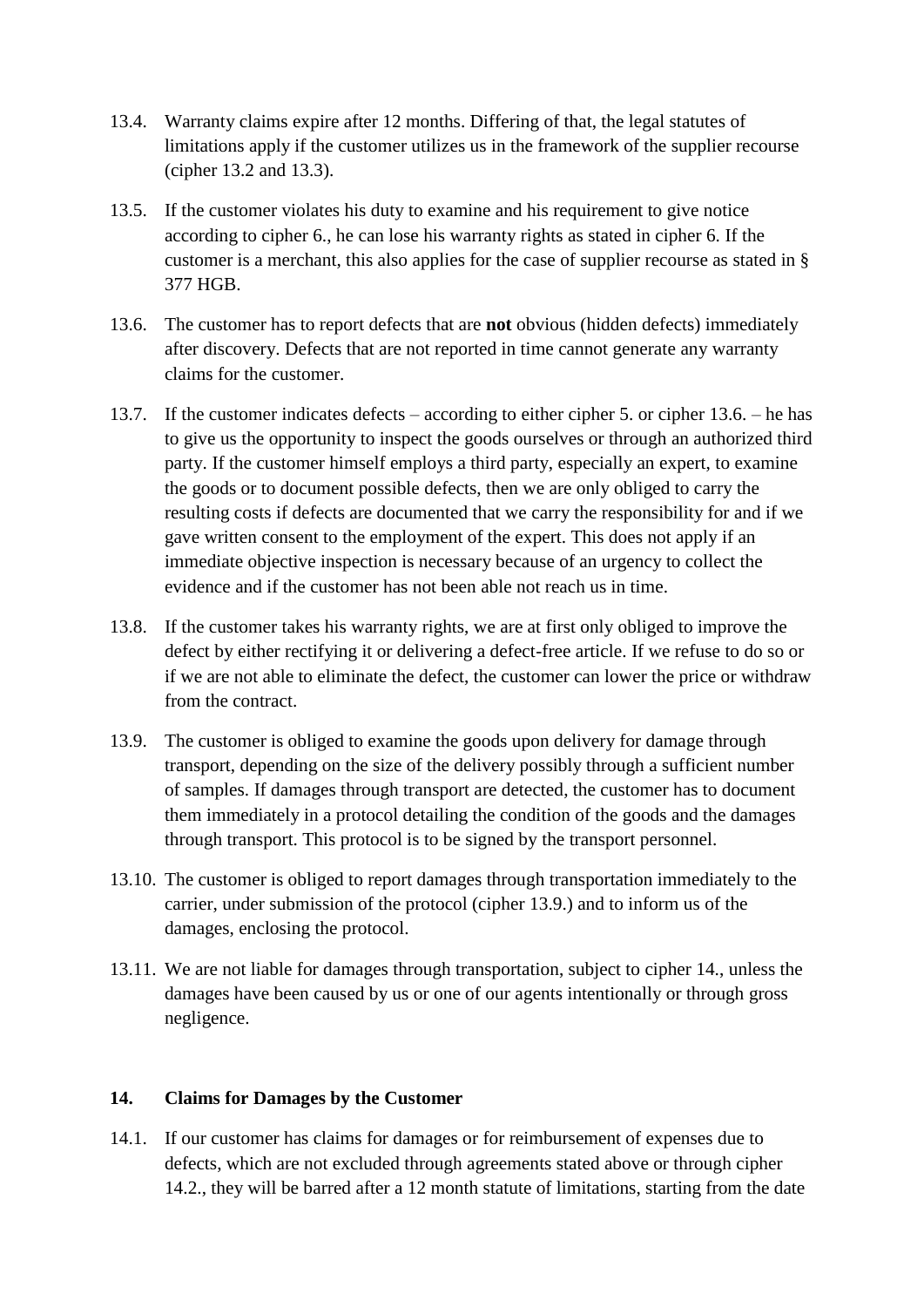13.4. Warranty claims expire after 12 months. Differing of that, the legal statutes of limitations apply if the customer utilizes us in the framework of the supplier recourse (cipher 13.2 and 13.3).

13.5. If the customer violates his duty to examine and his requirement to give notice according to cipher 6., he can lose his warranty rights as stated in cipher 6. If the customer is a merchant, this also applies for the case of supplier recourse as stated in § 377 HGB.

13.6. The customer has to report defects that are **not** obvious (hidden defects) immediately after discovery. Defects that are not reported in time cannot generate any warranty claims for the customer.

13.7. If the customer indicates defects – according to either cipher 5. or cipher 13.6. – he has to give us the opportunity to inspect the goods ourselves or through an authorized third party. If the customer himself employs a third party, especially an expert, to examine the goods or to document possible defects, then we are only obliged to carry the resulting costs if defects are documented that we carry the responsibility for and if we gave written consent to the employment of the expert. This does not apply if an immediate objective inspection is necessary because of an urgency to collect the evidence and if the customer has not been able not reach us in time.

13.8. If the customer takes his warranty rights, we are at first only obliged to improve the defect by either rectifying it or delivering a defect-free article. If we refuse to do so or if we are not able to eliminate the defect, the customer can lower the price or withdraw from the contract.

13.9. The customer is obliged to examine the goods upon delivery for damage through transport, depending on the size of the delivery possibly through a sufficient number of samples. If damages through transport are detected, the customer has to document them immediately in a protocol detailing the condition of the goods and the damages through transport. This protocol is to be signed by the transport personnel.

13.10. The customer is obliged to report damages through transportation immediately to the carrier, under submission of the protocol (cipher 13.9.) and to inform us of the damages, enclosing the protocol.

13.11. We are not liable for damages through transportation, subject to cipher 14., unless the damages have been caused by us or one of our agents intentionally or through gross negligence.

## 14. Claims for Damages by the Customer

14.1. If our customer has claims for damages or for reimbursement of expenses due to defects, which are not excluded through agreements stated above or through cipher 14.2., they will be barred after a 12 month statute of limitations, starting from the date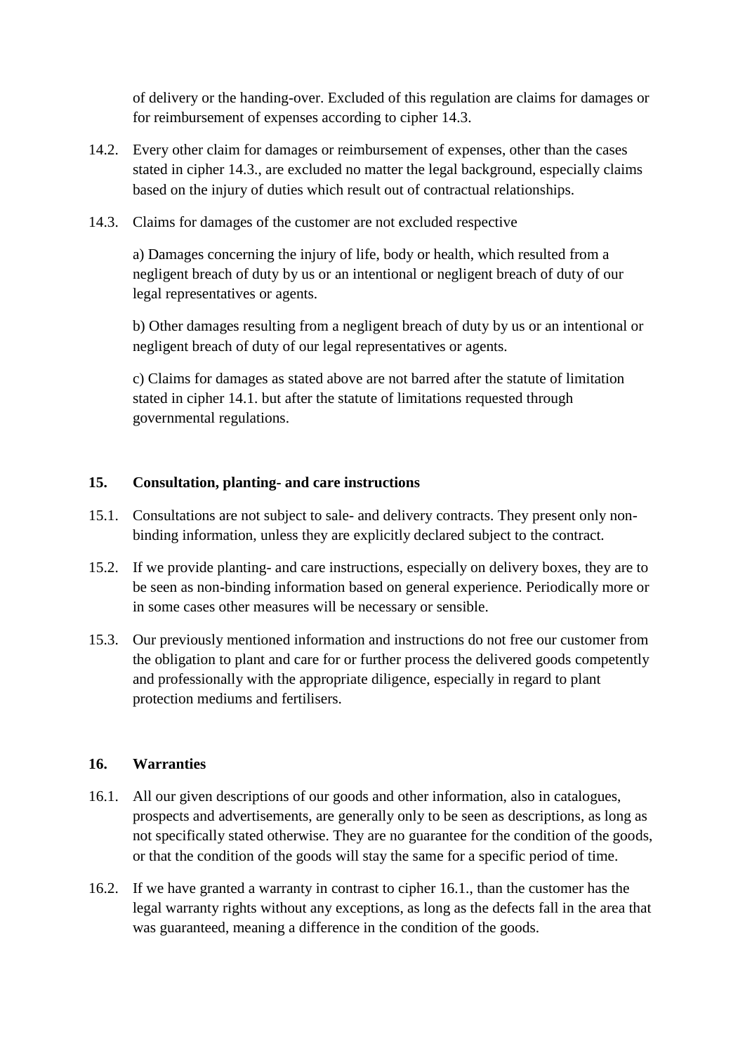of delivery or the handing-over. Excluded of this regulation are claims for damages or for reimbursement of expenses according to cipher 14.3.

14.2. Every other claim for damages or reimbursement of expenses, other than the cases stated in cipher 14.3., are excluded no matter the legal background, especially claims based on the injury of duties which result out of contractual relationships.

14.3. Claims for damages of the customer are not excluded respective

a) Damages concerning the injury of life, body or health, which resulted from a negligent breach of duty by us or an intentional or negligent breach of duty of our legal representatives or agents.

b) Other damages resulting from a negligent breach of duty by us or an intentional or negligent breach of duty of our legal representatives or agents.

c) Claims for damages as stated above are not barred after the statute of limitation stated in cipher 14.1. but after the statute of limitations requested through governmental regulations.

## 15. Consultation, planting- and care instructions

15.1. Consultations are not subject to sale- and delivery contracts. They present only non-binding information, unless they are explicitly declared subject to the contract.

15.2. If we provide planting- and care instructions, especially on delivery boxes, they are to be seen as non-binding information based on general experience. Periodically more or in some cases other measures will be necessary or sensible.

15.3. Our previously mentioned information and instructions do not free our customer from the obligation to plant and care for or further process the delivered goods competently and professionally with the appropriate diligence, especially in regard to plant protection mediums and fertilisers.

## 16. Warranties

16.1. All our given descriptions of our goods and other information, also in catalogues, prospects and advertisements, are generally only to be seen as descriptions, as long as not specifically stated otherwise. They are no guarantee for the condition of the goods, or that the condition of the goods will stay the same for a specific period of time.

16.2. If we have granted a warranty in contrast to cipher 16.1., than the customer has the legal warranty rights without any exceptions, as long as the defects fall in the area that was guaranteed, meaning a difference in the condition of the goods.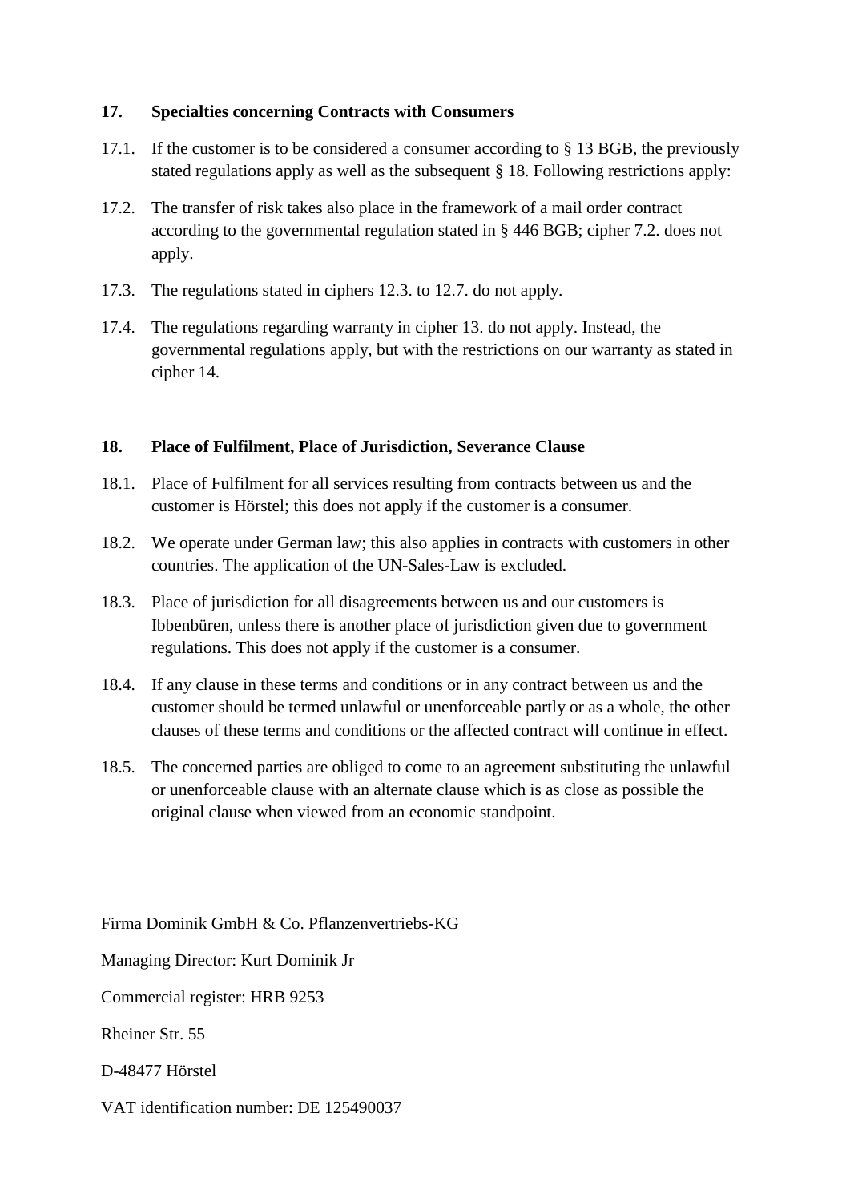## 17. Specialties concerning Contracts with Consumers

17.1. If the customer is to be considered a consumer according to § 13 BGB, the previously stated regulations apply as well as the subsequent § 18. Following restrictions apply:

17.2. The transfer of risk takes also place in the framework of a mail order contract according to the governmental regulation stated in § 446 BGB; cipher 7.2. does not apply.

17.3. The regulations stated in ciphers 12.3. to 12.7. do not apply.

17.4. The regulations regarding warranty in cipher 13. do not apply. Instead, the governmental regulations apply, but with the restrictions on our warranty as stated in cipher 14.

## 18. Place of Fulfilment, Place of Jurisdiction, Severance Clause

18.1. Place of Fulfilment for all services resulting from contracts between us and the customer is Hörstel; this does not apply if the customer is a consumer.

18.2. We operate under German law; this also applies in contracts with customers in other countries. The application of the UN-Sales-Law is excluded.

18.3. Place of jurisdiction for all disagreements between us and our customers is Ibbenbüren, unless there is another place of jurisdiction given due to government regulations. This does not apply if the customer is a consumer.

18.4. If any clause in these terms and conditions or in any contract between us and the customer should be termed unlawful or unenforceable partly or as a whole, the other clauses of these terms and conditions or the affected contract will continue in effect.

18.5. The concerned parties are obliged to come to an agreement substituting the unlawful or unenforceable clause with an alternate clause which is as close as possible the original clause when viewed from an economic standpoint.

Firma Dominik GmbH & Co. Pflanzenvertriebs-KG

Managing Director: Kurt Dominik Jr

Commercial register: HRB 9253

Rheiner Str. 55

D-48477 Hörstel

VAT identification number: DE 125490037